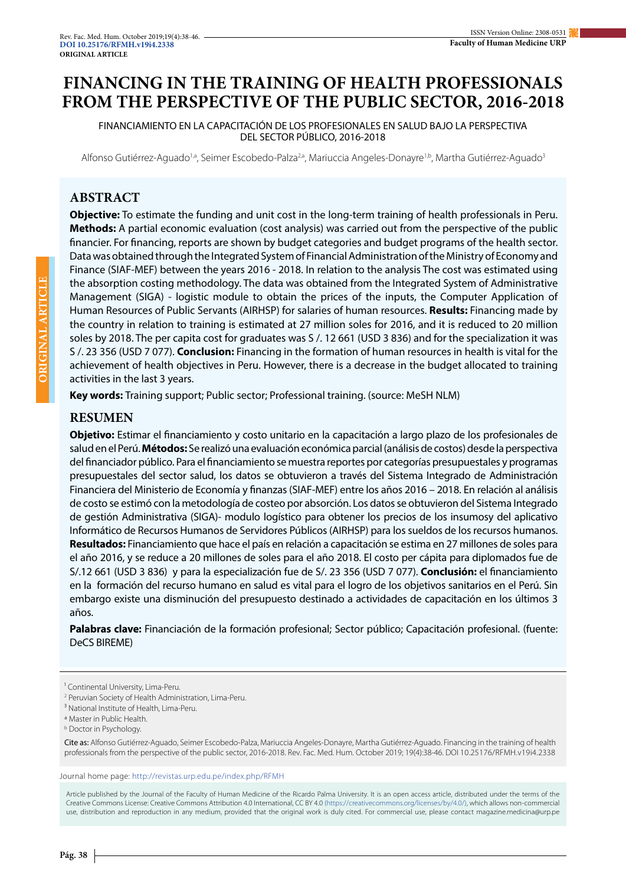ORIGINAL ARTICLE

# FINANCING IN THE TRAINING OF HEALTH PROFESSIONALS FROM THE PERSPECTIVE OF THE PUBLIC SECTOR, 2016-2018

FINANCIAMIENTO EN LA CAPACITACIÓN DE LOS PROFESIONALES EN SALUD BAJO LA PERSPECTIVA DEL SECTOR PÚBLICO, 2016-2018

Alfonso Gutiérrez-Aguado[1,a], Seimer Escobedo-Palza[2,a], Mariuccia Angeles-Donayre[1,b], Martha Gutiérrez-Aguado[3]

## ABSTRACT

**Objective:** To estimate the funding and unit cost in the long-term training of health professionals in Peru. **Methods:** A partial economic evaluation (cost analysis) was carried out from the perspective of the public financier. For financing, reports are shown by budget categories and budget programs of the health sector. Data was obtained through the Integrated System of Financial Administration of the Ministry of Economy and Finance (SIAF-MEF) between the years 2016 - 2018. In relation to the analysis The cost was estimated using the absorption costing methodology. The data was obtained from the Integrated System of Administrative Management (SIGA) - logistic module to obtain the prices of the inputs, the Computer Application of Human Resources of Public Servants (AIRHSP) for salaries of human resources. **Results:** Financing made by the country in relation to training is estimated at 27 million soles for 2016, and it is reduced to 20 million soles by 2018. The per capita cost for graduates was S /. 12 661 (USD 3 836) and for the specialization it was S /. 23 356 (USD 7 077). **Conclusion:** Financing in the formation of human resources in health is vital for the achievement of health objectives in Peru. However, there is a decrease in the budget allocated to training activities in the last 3 years.

**Key words:** Training support; Public sector; Professional training. (source: MeSH NLM)

## RESUMEN

**Objetivo:** Estimar el financiamiento y costo unitario en la capacitación a largo plazo de los profesionales de salud en el Perú. **Métodos:** Se realizó una evaluación económica parcial (análisis de costos) desde la perspectiva del financiador público. Para el financiamiento se muestra reportes por categorías presupuestales y programas presupuestales del sector salud, los datos se obtuvieron a través del Sistema Integrado de Administración Financiera del Ministerio de Economía y finanzas (SIAF-MEF) entre los años 2016 – 2018. En relación al análisis de costo se estimó con la metodología de costeo por absorción. Los datos se obtuvieron del Sistema Integrado de gestión Administrativa (SIGA)- modulo logístico para obtener los precios de los insumosy del aplicativo Informático de Recursos Humanos de Servidores Públicos (AIRHSP) para los sueldos de los recursos humanos. **Resultados:** Financiamiento que hace el país en relación a capacitación se estima en 27 millones de soles para el año 2016, y se reduce a 20 millones de soles para el año 2018. El costo per cápita para diplomados fue de S/.12 661 (USD 3 836) y para la especialización fue de S/. 23 356 (USD 7 077). **Conclusión:** el financiamiento en la formación del recurso humano en salud es vital para el logro de los objetivos sanitarios en el Perú. Sin embargo existe una disminución del presupuesto destinado a actividades de capacitación en los últimos 3 años.

**Palabras clave:** Financiación de la formación profesional; Sector público; Capacitación profesional. (fuente: DeCS BIREME)

[1] Continental University, Lima-Peru.
[2] Peruvian Society of Health Administration, Lima-Peru.
[3] National Institute of Health, Lima-Peru.
[a] Master in Public Health.
[b] Doctor in Psychology.

Cite as: Alfonso Gutiérrez-Aguado, Seimer Escobedo-Palza, Mariuccia Angeles-Donayre, Martha Gutiérrez-Aguado. Financing in the training of health professionals from the perspective of the public sector, 2016-2018. Rev. Fac. Med. Hum. October 2019; 19(4):38-46. DOI 10.25176/RFMH.v19i4.2338

Journal home page: http://revistas.urp.edu.pe/index.php/RFMH

Article published by the Journal of the Faculty of Human Medicine of the Ricardo Palma University. It is an open access article, distributed under the terms of the Creative Commons License: Creative Commons Attribution 4.0 International, CC BY 4.0 (https://creativecommons.org/licenses/by/4.0/), which allows non-commercial use, distribution and reproduction in any medium, provided that the original work is duly cited. For commercial use, please contact magazine.medicina@urp.pe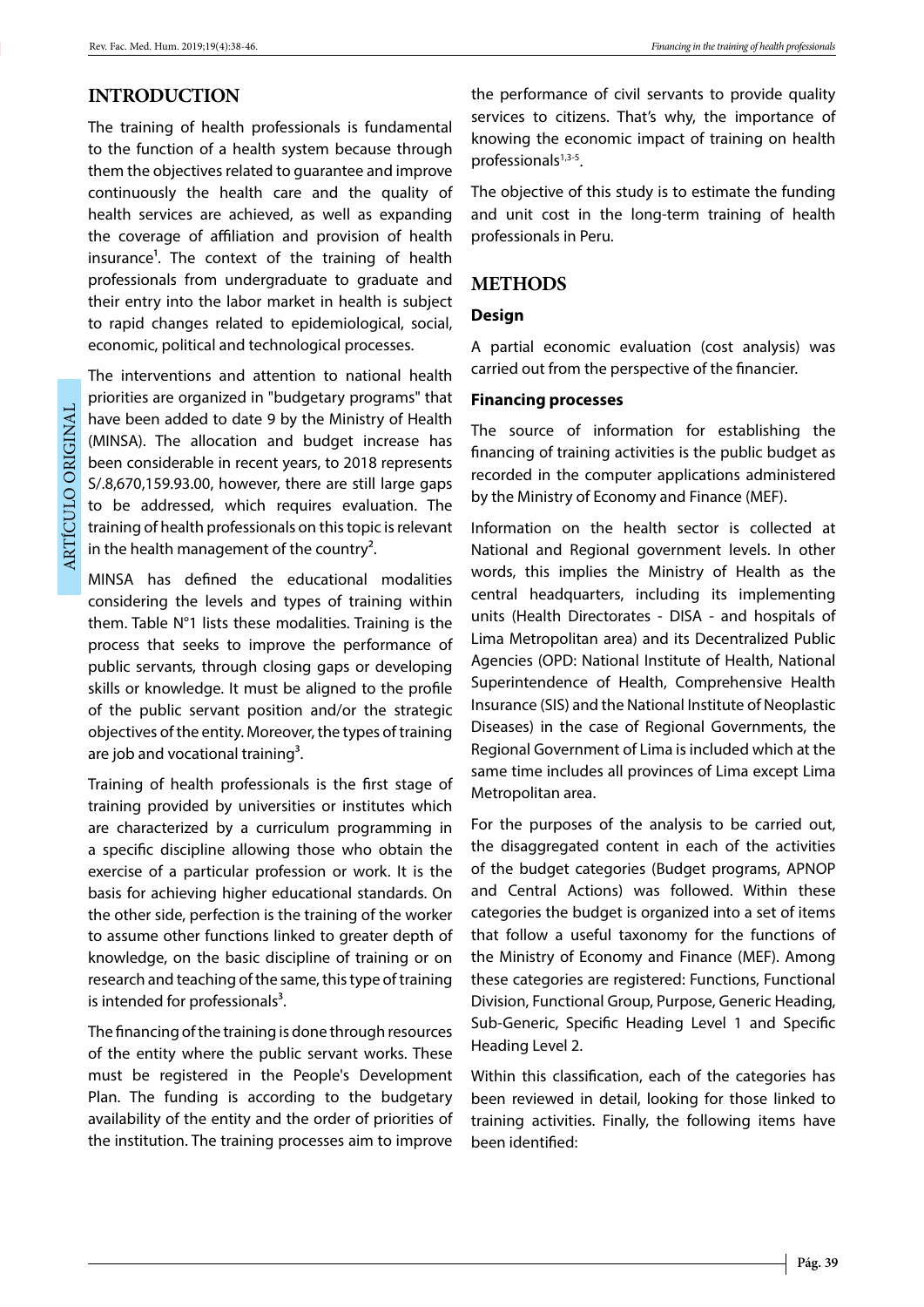## INTRODUCTION

The training of health professionals is fundamental to the function of a health system because through them the objectives related to guarantee and improve continuously the health care and the quality of health services are achieved, as well as expanding the coverage of affiliation and provision of health insurance[1]. The context of the training of health professionals from undergraduate to graduate and their entry into the labor market in health is subject to rapid changes related to epidemiological, social, economic, political and technological processes.

The interventions and attention to national health priorities are organized in "budgetary programs" that have been added to date 9 by the Ministry of Health (MINSA). The allocation and budget increase has been considerable in recent years, to 2018 represents S/.8,670,159.93.00, however, there are still large gaps to be addressed, which requires evaluation. The training of health professionals on this topic is relevant in the health management of the country[2].

MINSA has defined the educational modalities considering the levels and types of training within them. Table N°1 lists these modalities. Training is the process that seeks to improve the performance of public servants, through closing gaps or developing skills or knowledge. It must be aligned to the profile of the public servant position and/or the strategic objectives of the entity. Moreover, the types of training are job and vocational training[3].

Training of health professionals is the first stage of training provided by universities or institutes which are characterized by a curriculum programming in a specific discipline allowing those who obtain the exercise of a particular profession or work. It is the basis for achieving higher educational standards. On the other side, perfection is the training of the worker to assume other functions linked to greater depth of knowledge, on the basic discipline of training or on research and teaching of the same, this type of training is intended for professionals[3].

The financing of the training is done through resources of the entity where the public servant works. These must be registered in the People's Development Plan. The funding is according to the budgetary availability of the entity and the order of priorities of the institution. The training processes aim to improve the performance of civil servants to provide quality services to citizens. That's why, the importance of knowing the economic impact of training on health professionals[1,3-5].

The objective of this study is to estimate the funding and unit cost in the long-term training of health professionals in Peru.

## METHODS

### Design

A partial economic evaluation (cost analysis) was carried out from the perspective of the financier.

### Financing processes

The source of information for establishing the financing of training activities is the public budget as recorded in the computer applications administered by the Ministry of Economy and Finance (MEF).

Information on the health sector is collected at National and Regional government levels. In other words, this implies the Ministry of Health as the central headquarters, including its implementing units (Health Directorates - DISA - and hospitals of Lima Metropolitan area) and its Decentralized Public Agencies (OPD: National Institute of Health, National Superintendence of Health, Comprehensive Health Insurance (SIS) and the National Institute of Neoplastic Diseases) in the case of Regional Governments, the Regional Government of Lima is included which at the same time includes all provinces of Lima except Lima Metropolitan area.

For the purposes of the analysis to be carried out, the disaggregated content in each of the activities of the budget categories (Budget programs, APNOP and Central Actions) was followed. Within these categories the budget is organized into a set of items that follow a useful taxonomy for the functions of the Ministry of Economy and Finance (MEF). Among these categories are registered: Functions, Functional Division, Functional Group, Purpose, Generic Heading, Sub-Generic, Specific Heading Level 1 and Specific Heading Level 2.

Within this classification, each of the categories has been reviewed in detail, looking for those linked to training activities. Finally, the following items have been identified: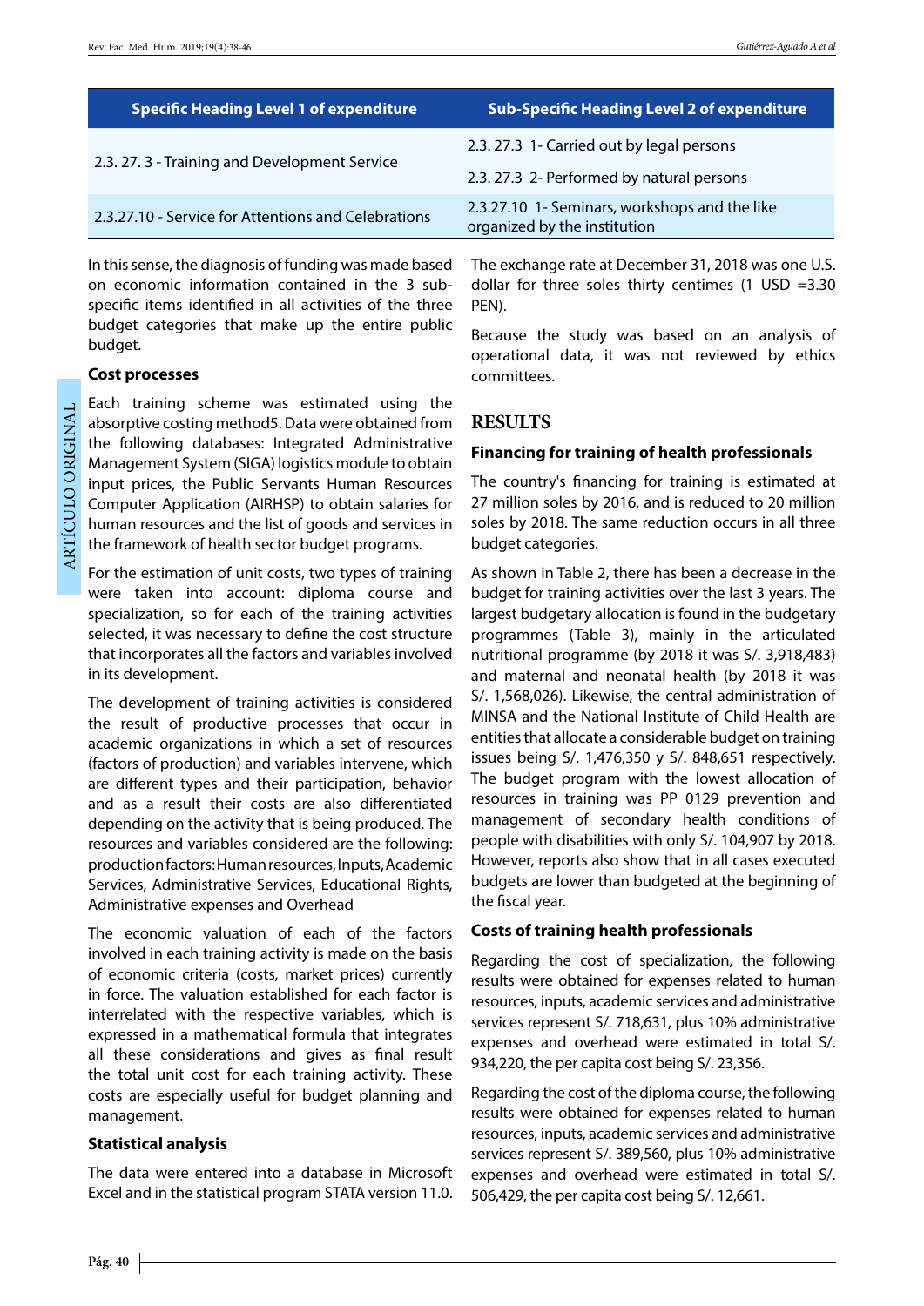| Specific Heading Level 1 of expenditure | Sub-Specific Heading Level 2 of expenditure |
|---|---|
| 2.3. 27. 3 - Training and Development Service | 2.3. 27.3 1- Carried out by legal persons |
| | 2.3. 27.3 2- Performed by natural persons |
| 2.3.27.10 - Service for Attentions and Celebrations | 2.3.27.10 1- Seminars, workshops and the like organized by the institution |

In this sense, the diagnosis of funding was made based on economic information contained in the 3 sub-specific items identified in all activities of the three budget categories that make up the entire public budget.

### Cost processes

Each training scheme was estimated using the absorptive costing method5. Data were obtained from the following databases: Integrated Administrative Management System (SIGA) logistics module to obtain input prices, the Public Servants Human Resources Computer Application (AIRHSP) to obtain salaries for human resources and the list of goods and services in the framework of health sector budget programs.

For the estimation of unit costs, two types of training were taken into account: diploma course and specialization, so for each of the training activities selected, it was necessary to define the cost structure that incorporates all the factors and variables involved in its development.

The development of training activities is considered the result of productive processes that occur in academic organizations in which a set of resources (factors of production) and variables intervene, which are different types and their participation, behavior and as a result their costs are also differentiated depending on the activity that is being produced. The resources and variables considered are the following: production factors: Human resources, Inputs, Academic Services, Administrative Services, Educational Rights, Administrative expenses and Overhead

The economic valuation of each of the factors involved in each training activity is made on the basis of economic criteria (costs, market prices) currently in force. The valuation established for each factor is interrelated with the respective variables, which is expressed in a mathematical formula that integrates all these considerations and gives as final result the total unit cost for each training activity. These costs are especially useful for budget planning and management.

### Statistical analysis

The data were entered into a database in Microsoft Excel and in the statistical program STATA version 11.0. The exchange rate at December 31, 2018 was one U.S. dollar for three soles thirty centimes (1 USD =3.30 PEN).

Because the study was based on an analysis of operational data, it was not reviewed by ethics committees.

## RESULTS

### Financing for training of health professionals

The country's financing for training is estimated at 27 million soles by 2016, and is reduced to 20 million soles by 2018. The same reduction occurs in all three budget categories.

As shown in Table 2, there has been a decrease in the budget for training activities over the last 3 years. The largest budgetary allocation is found in the budgetary programmes (Table 3), mainly in the articulated nutritional programme (by 2018 it was S/. 3,918,483) and maternal and neonatal health (by 2018 it was S/. 1,568,026). Likewise, the central administration of MINSA and the National Institute of Child Health are entities that allocate a considerable budget on training issues being S/. 1,476,350 y S/. 848,651 respectively. The budget program with the lowest allocation of resources in training was PP 0129 prevention and management of secondary health conditions of people with disabilities with only S/. 104,907 by 2018. However, reports also show that in all cases executed budgets are lower than budgeted at the beginning of the fiscal year.

### Costs of training health professionals

Regarding the cost of specialization, the following results were obtained for expenses related to human resources, inputs, academic services and administrative services represent S/. 718,631, plus 10% administrative expenses and overhead were estimated in total S/. 934,220, the per capita cost being S/. 23,356.

Regarding the cost of the diploma course, the following results were obtained for expenses related to human resources, inputs, academic services and administrative services represent S/. 389,560, plus 10% administrative expenses and overhead were estimated in total S/. 506,429, the per capita cost being S/. 12,661.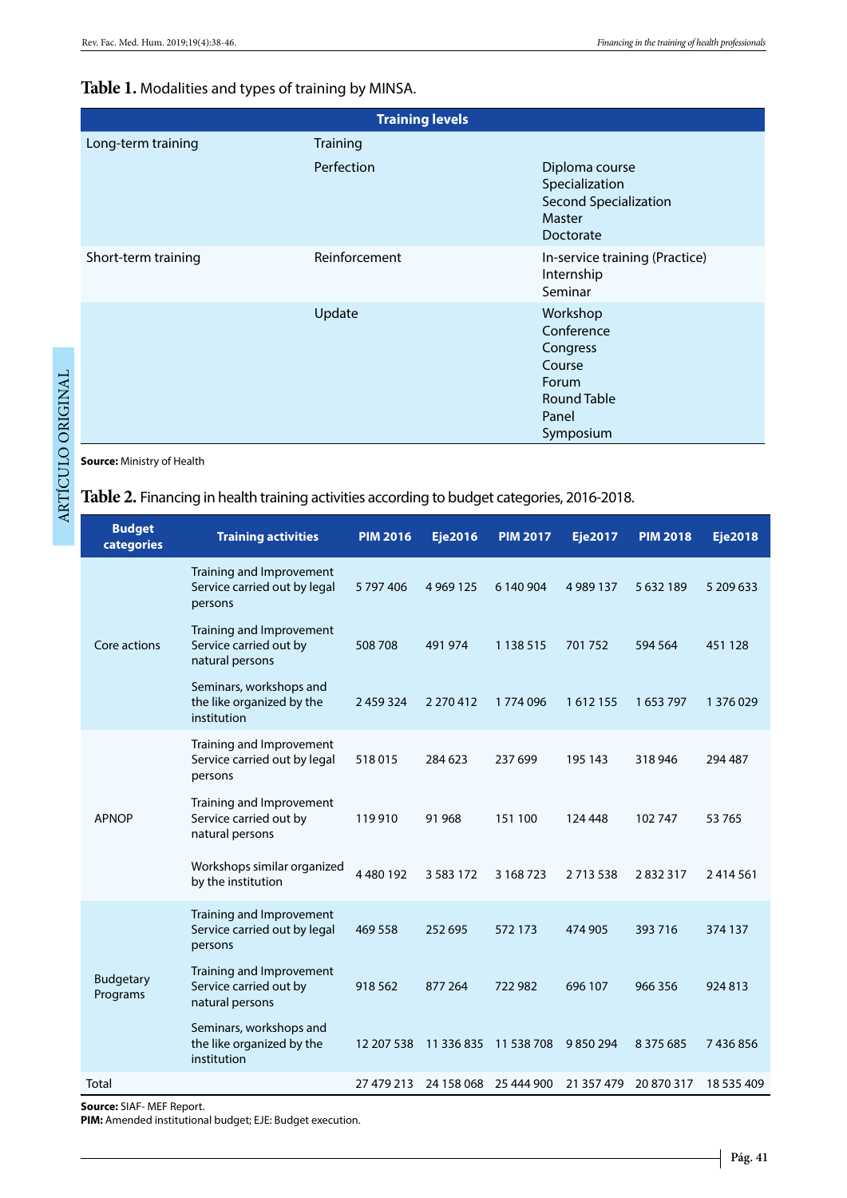**Table 1.** Modalities and types of training by MINSA.

| Training levels | | |
|---|---|---|
| Long-term training | Training | |
| | Perfection | Diploma course<br>Specialization<br>Second Specialization<br>Master<br>Doctorate |
| Short-term training | Reinforcement | In-service training (Practice)<br>Internship<br>Seminar |
| | Update | Workshop<br>Conference<br>Congress<br>Course<br>Forum<br>Round Table<br>Panel<br>Symposium |

**Source:** Ministry of Health

**Table 2.** Financing in health training activities according to budget categories, 2016-2018.

| Budget categories | Training activities | PIM 2016 | Eje2016 | PIM 2017 | Eje2017 | PIM 2018 | Eje2018 |
|---|---|---|---|---|---|---|---|
| Core actions | Training and Improvement Service carried out by legal persons | 5 797 406 | 4 969 125 | 6 140 904 | 4 989 137 | 5 632 189 | 5 209 633 |
| | Training and Improvement Service carried out by natural persons | 508 708 | 491 974 | 1 138 515 | 701 752 | 594 564 | 451 128 |
| | Seminars, workshops and the like organized by the institution | 2 459 324 | 2 270 412 | 1 774 096 | 1 612 155 | 1 653 797 | 1 376 029 |
| APNOP | Training and Improvement Service carried out by legal persons | 518 015 | 284 623 | 237 699 | 195 143 | 318 946 | 294 487 |
| | Training and Improvement Service carried out by natural persons | 119 910 | 91 968 | 151 100 | 124 448 | 102 747 | 53 765 |
| | Workshops similar organized by the institution | 4 480 192 | 3 583 172 | 3 168 723 | 2 713 538 | 2 832 317 | 2 414 561 |
| Budgetary Programs | Training and Improvement Service carried out by legal persons | 469 558 | 252 695 | 572 173 | 474 905 | 393 716 | 374 137 |
| | Training and Improvement Service carried out by natural persons | 918 562 | 877 264 | 722 982 | 696 107 | 966 356 | 924 813 |
| | Seminars, workshops and the like organized by the institution | 12 207 538 | 11 336 835 | 11 538 708 | 9 850 294 | 8 375 685 | 7 436 856 |
| Total | | 27 479 213 | 24 158 068 | 25 444 900 | 21 357 479 | 20 870 317 | 18 535 409 |

**Source:** SIAF- MEF Report.
**PIM:** Amended institutional budget; EJE: Budget execution.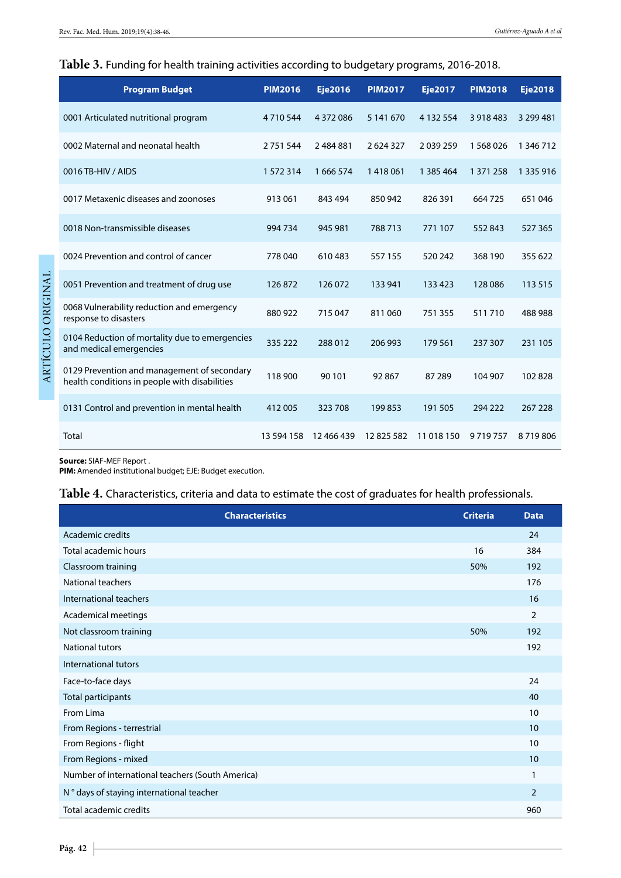**Table 3.** Funding for health training activities according to budgetary programs, 2016-2018.

| Program Budget | PIM2016 | Eje2016 | PIM2017 | Eje2017 | PIM2018 | Eje2018 |
|---|---|---|---|---|---|---|
| 0001 Articulated nutritional program | 4 710 544 | 4 372 086 | 5 141 670 | 4 132 554 | 3 918 483 | 3 299 481 |
| 0002 Maternal and neonatal health | 2 751 544 | 2 484 881 | 2 624 327 | 2 039 259 | 1 568 026 | 1 346 712 |
| 0016 TB-HIV / AIDS | 1 572 314 | 1 666 574 | 1 418 061 | 1 385 464 | 1 371 258 | 1 335 916 |
| 0017 Metaxenic diseases and zoonoses | 913 061 | 843 494 | 850 942 | 826 391 | 664 725 | 651 046 |
| 0018 Non-transmissible diseases | 994 734 | 945 981 | 788 713 | 771 107 | 552 843 | 527 365 |
| 0024 Prevention and control of cancer | 778 040 | 610 483 | 557 155 | 520 242 | 368 190 | 355 622 |
| 0051 Prevention and treatment of drug use | 126 872 | 126 072 | 133 941 | 133 423 | 128 086 | 113 515 |
| 0068 Vulnerability reduction and emergency response to disasters | 880 922 | 715 047 | 811 060 | 751 355 | 511 710 | 488 988 |
| 0104 Reduction of mortality due to emergencies and medical emergencies | 335 222 | 288 012 | 206 993 | 179 561 | 237 307 | 231 105 |
| 0129 Prevention and management of secondary health conditions in people with disabilities | 118 900 | 90 101 | 92 867 | 87 289 | 104 907 | 102 828 |
| 0131 Control and prevention in mental health | 412 005 | 323 708 | 199 853 | 191 505 | 294 222 | 267 228 |
| Total | 13 594 158 | 12 466 439 | 12 825 582 | 11 018 150 | 9 719 757 | 8 719 806 |

**Source:** SIAF-MEF Report .
**PIM:** Amended institutional budget; EJE: Budget execution.

**Table 4.** Characteristics, criteria and data to estimate the cost of graduates for health professionals.

| Characteristics | Criteria | Data |
|---|---|---|
| Academic credits | | 24 |
| Total academic hours | 16 | 384 |
| Classroom training | 50% | 192 |
| National teachers | | 176 |
| International teachers | | 16 |
| Academical meetings | | 2 |
| Not classroom training | 50% | 192 |
| National tutors | | 192 |
| International tutors | | |
| Face-to-face days | | 24 |
| Total participants | | 40 |
| From Lima | | 10 |
| From Regions - terrestrial | | 10 |
| From Regions - flight | | 10 |
| From Regions - mixed | | 10 |
| Number of international teachers (South America) | | 1 |
| N ° days of staying international teacher | | 2 |
| Total academic credits | | 960 |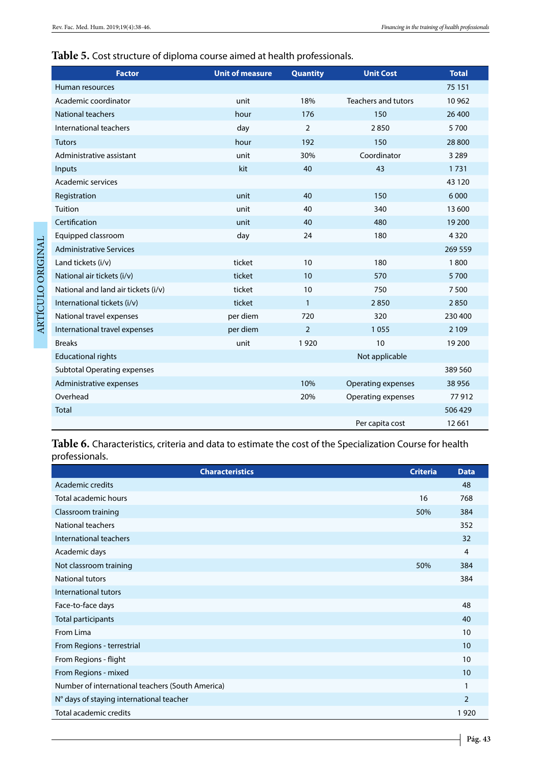**Table 5.** Cost structure of diploma course aimed at health professionals.

| Factor | Unit of measure | Quantity | Unit Cost | Total |
|---|---|---|---|---|
| Human resources | | | | 75 151 |
| Academic coordinator | unit | 18% | Teachers and tutors | 10 962 |
| National teachers | hour | 176 | 150 | 26 400 |
| International teachers | day | 2 | 2 850 | 5 700 |
| Tutors | hour | 192 | 150 | 28 800 |
| Administrative assistant | unit | 30% | Coordinator | 3 289 |
| Inputs | kit | 40 | 43 | 1 731 |
| Academic services | | | | 43 120 |
| Registration | unit | 40 | 150 | 6 000 |
| Tuition | unit | 40 | 340 | 13 600 |
| Certification | unit | 40 | 480 | 19 200 |
| Equipped classroom | day | 24 | 180 | 4 320 |
| Administrative Services | | | | 269 559 |
| Land tickets (i/v) | ticket | 10 | 180 | 1 800 |
| National air tickets (i/v) | ticket | 10 | 570 | 5 700 |
| National and land air tickets (i/v) | ticket | 10 | 750 | 7 500 |
| International tickets (i/v) | ticket | 1 | 2 850 | 2 850 |
| National travel expenses | per diem | 720 | 320 | 230 400 |
| International travel expenses | per diem | 2 | 1 055 | 2 109 |
| Breaks | unit | 1 920 | 10 | 19 200 |
| Educational rights | | | Not applicable | |
| Subtotal Operating expenses | | | | 389 560 |
| Administrative expenses | | 10% | Operating expenses | 38 956 |
| Overhead | | 20% | Operating expenses | 77 912 |
| Total | | | | 506 429 |
| | | | Per capita cost | 12 661 |

**Table 6.** Characteristics, criteria and data to estimate the cost of the Specialization Course for health professionals.

| Characteristics | Criteria | Data |
|---|---|---|
| Academic credits | | 48 |
| Total academic hours | 16 | 768 |
| Classroom training | 50% | 384 |
| National teachers | | 352 |
| International teachers | | 32 |
| Academic days | | 4 |
| Not classroom training | 50% | 384 |
| National tutors | | 384 |
| International tutors | | |
| Face-to-face days | | 48 |
| Total participants | | 40 |
| From Lima | | 10 |
| From Regions - terrestrial | | 10 |
| From Regions - flight | | 10 |
| From Regions - mixed | | 10 |
| Number of international teachers (South America) | | 1 |
| N° days of staying international teacher | | 2 |
| Total academic credits | | 1 920 |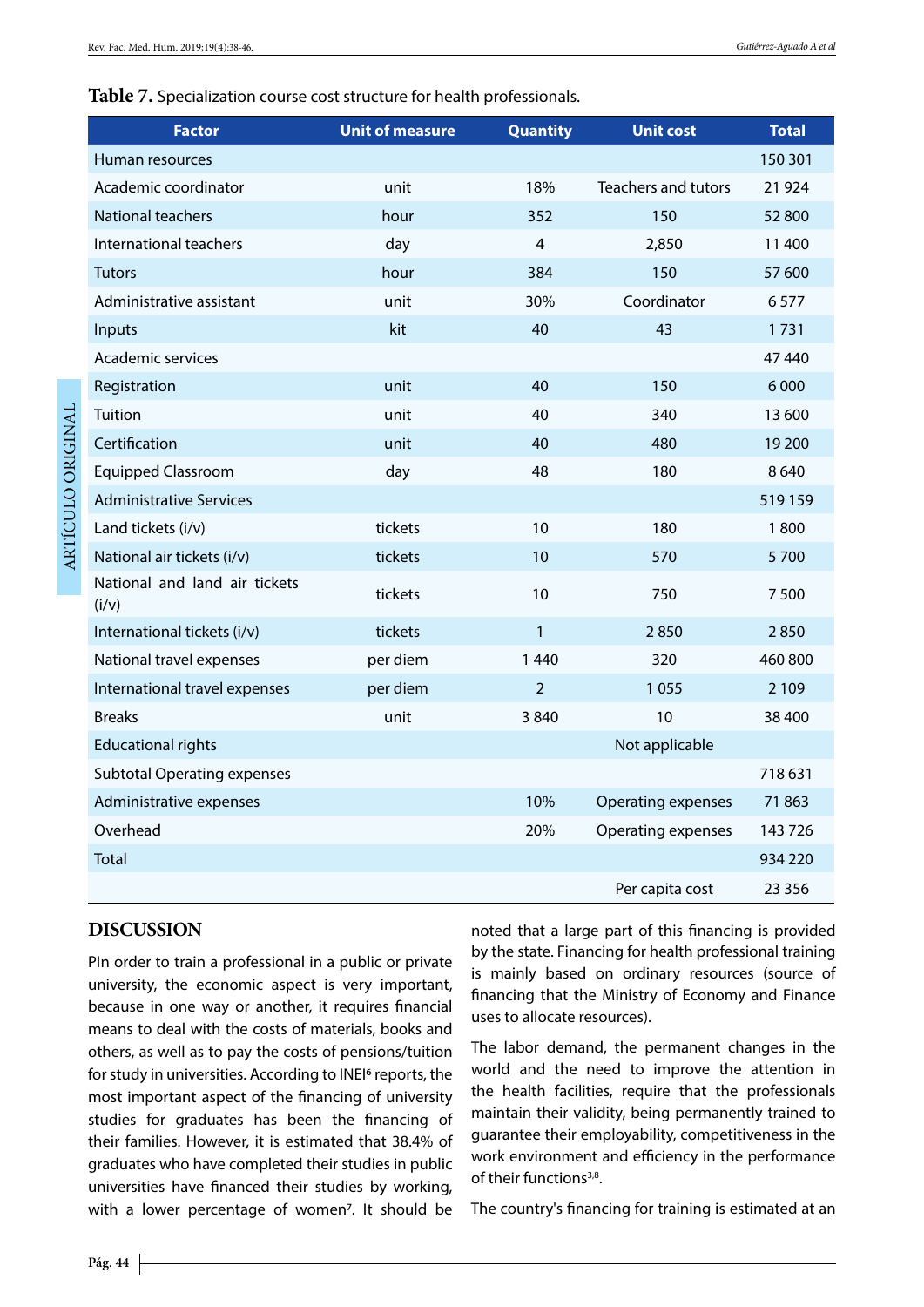**Table 7.** Specialization course cost structure for health professionals.

| Factor | Unit of measure | Quantity | Unit cost | Total |
|---|---|---|---|---|
| Human resources | | | | 150 301 |
| Academic coordinator | unit | 18% | Teachers and tutors | 21 924 |
| National teachers | hour | 352 | 150 | 52 800 |
| International teachers | day | 4 | 2,850 | 11 400 |
| Tutors | hour | 384 | 150 | 57 600 |
| Administrative assistant | unit | 30% | Coordinator | 6 577 |
| Inputs | kit | 40 | 43 | 1 731 |
| Academic services | | | | 47 440 |
| Registration | unit | 40 | 150 | 6 000 |
| Tuition | unit | 40 | 340 | 13 600 |
| Certification | unit | 40 | 480 | 19 200 |
| Equipped Classroom | day | 48 | 180 | 8 640 |
| Administrative Services | | | | 519 159 |
| Land tickets (i/v) | tickets | 10 | 180 | 1 800 |
| National air tickets (i/v) | tickets | 10 | 570 | 5 700 |
| National and land air tickets (i/v) | tickets | 10 | 750 | 7 500 |
| International tickets (i/v) | tickets | 1 | 2 850 | 2 850 |
| National travel expenses | per diem | 1 440 | 320 | 460 800 |
| International travel expenses | per diem | 2 | 1 055 | 2 109 |
| Breaks | unit | 3 840 | 10 | 38 400 |
| Educational rights | | | Not applicable | |
| Subtotal Operating expenses | | | | 718 631 |
| Administrative expenses | | 10% | Operating expenses | 71 863 |
| Overhead | | 20% | Operating expenses | 143 726 |
| Total | | | | 934 220 |
| | | | Per capita cost | 23 356 |

## DISCUSSION

PIn order to train a professional in a public or private university, the economic aspect is very important, because in one way or another, it requires financial means to deal with the costs of materials, books and others, as well as to pay the costs of pensions/tuition for study in universities. According to INEI[6] reports, the most important aspect of the financing of university studies for graduates has been the financing of their families. However, it is estimated that 38.4% of graduates who have completed their studies in public universities have financed their studies by working, with a lower percentage of women[7]. It should be noted that a large part of this financing is provided by the state. Financing for health professional training is mainly based on ordinary resources (source of financing that the Ministry of Economy and Finance uses to allocate resources).

The labor demand, the permanent changes in the world and the need to improve the attention in the health facilities, require that the professionals maintain their validity, being permanently trained to guarantee their employability, competitiveness in the work environment and efficiency in the performance of their functions[3,8].

The country's financing for training is estimated at an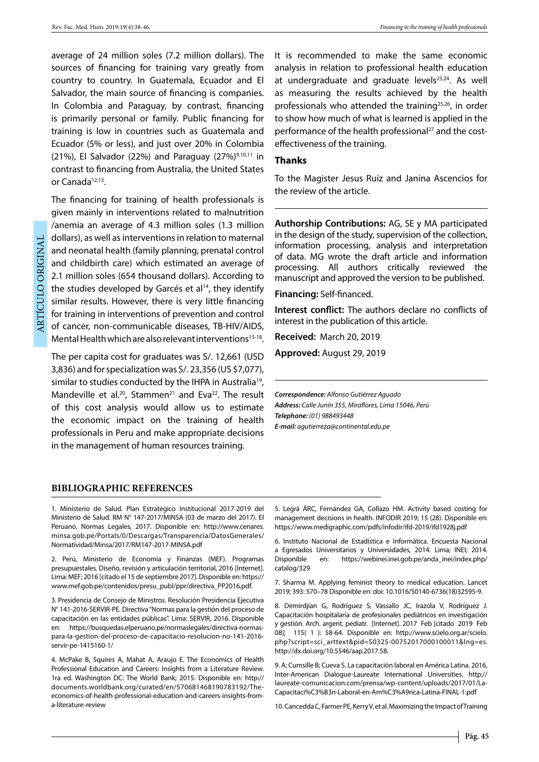average of 24 million soles (7.2 million dollars). The sources of financing for training vary greatly from country to country. In Guatemala, Ecuador and El Salvador, the main source of financing is companies. In Colombia and Paraguay, by contrast, financing is primarily personal or family. Public financing for training is low in countries such as Guatemala and Ecuador (5% or less), and just over 20% in Colombia (21%), El Salvador (22%) and Paraguay (27%)[9,10,11] in contrast to financing from Australia, the United States or Canada[12,13].

The financing for training of health professionals is given mainly in interventions related to malnutrition /anemia an average of 4.3 million soles (1.3 million dollars), as well as interventions in relation to maternal and neonatal health (family planning, prenatal control and childbirth care) which estimated an average of 2.1 million soles (654 thousand dollars). According to the studies developed by Garcés et al[14], they identify similar results. However, there is very little financing for training in interventions of prevention and control of cancer, non-communicable diseases, TB-HIV/AIDS, Mental Health which are also relevant interventions[15-18].

The per capita cost for graduates was S/. 12,661 (USD 3,836) and for specialization was S/. 23,356 (US $7,077), similar to studies conducted by the IHPA in Australia[19], Mandeville et al.[20], Stammen[21] and Eva[22]. The result of this cost analysis would allow us to estimate the economic impact on the training of health professionals in Peru and make appropriate decisions in the management of human resources training.

It is recommended to make the same economic analysis in relation to professional health education at undergraduate and graduate levels[23,24]. As well as measuring the results achieved by the health professionals who attended the training[25,26], in order to show how much of what is learned is applied in the performance of the health professional[27] and the cost-effectiveness of the training.

## Thanks

To the Magister Jesus Ruiz and Janina Ascencios for the review of the article.

**Authorship Contributions:** AG, SE y MA participated in the design of the study, supervision of the collection, information processing, analysis and interpretation of data. MG wrote the draft article and information processing. All authors critically reviewed the manuscript and approved the version to be published.

**Financing:** Self-financed.

**Interest conflict:** The authors declare no conflicts of interest in the publication of this article.

**Received:** March 20, 2019

**Approved:** August 29, 2019

***Correspondence:*** *Alfonso Gutiérrez Aguado*
***Address:*** *Calle Junín 355, Miraflores, Lima 15046, Perú*
***Telephone:*** *(01) 988493448*
***E-mail:*** *agutierreza@continental.edu.pe*

## BIBLIOGRAPHIC REFERENCES

1. Ministerio de Salud. Plan Estratégico Institucional 2017-2019 del Ministerio de Salud. RM N° 147-2017/MINSA (03 de marzo del 2017). El Peruano. Normas Legales, 2017. Disponible en: http://www.cenares.minsa.gob.pe/Portals/0/Descargas/Transparencia/DatosGenerales/Normatividad/Minsa/2017/RM147-2017-MINSA.pdf

2. Perú, Ministerio de Economía y Finanzas (MEF). Programas presupuestales. Diseño, revisión y articulación territorial, 2016 [Internet]. Lima: MEF; 2016 [citado el 15 de septiembre 2017]. Disponible en: https://www.mef.gob.pe/contenidos/presu_publ/ppr/directiva_PP2016.pdf.

3. Presidencia de Consejo de Ministros. Resolución Presidencia Ejecutiva N° 141-2016-SERVIR-PE. Directiva "Normas para la gestión del proceso de capacitación en las entidades públicas". Lima: SERVIR, 2016. Disponible en: https://busquedas.elperuano.pe/normaslegales/directiva-normas-para-la-gestion-del-proceso-de-capacitacio-resolucion-no-141-2016-servir-pe-1415160-1/

4. McPake B, Squires A, Mahat A, Araujo E. The Economics of Health Professional Education and Careers: Insights from a Literature Review. 1ra ed. Washington DC: The World Bank; 2015. Disponible en: http://documents.worldbank.org/curated/en/570681468190783192/The-economics-of-health-professional-education-and-careers-insights-from-a-literature-review

5. Legrá ÁRC, Fernández GA, Collazo HM. Activity based costing for management decisions in health. INFODIR 2019; 15 (28). Disponible en: https://www.medigraphic.com/pdfs/infodir/ifd-2019/ifd1928j.pdf

6. Instituto Nacional de Estadística e Informática. Encuesta Nacional a Egresados Universitarios y Universidades, 2014. Lima; INEI; 2014. Disponible en: https://webinei.inei.gob.pe/anda_inei/index.php/catalog/329

7. Sharma M. Applying feminist theory to medical education. Lancet 2019; 393: 570–78 Disponible en: doi: 10.1016/S0140-6736(18)32595-9.

8. Demirdjian G, Rodríguez S, Vassallo JC, Irazola V, Rodríguez J. Capacitación hospitalaria de profesionales pediátricos en investigación y gestión. Arch. argent. pediatr. [Internet]. 2017 Feb [citado 2019 Feb 08]; 115( 1 ): 58-64. Disponible en: http://www.scielo.org.ar/scielo.php?script=sci_arttext&pid=S0325-00752017000100011&lng=es. http://dx.doi.org/10.5546/aap.2017.58.

9. A; Cumsille B; Cueva S. La capacitación laboral en América Latina. 2016, Inter-American Dialogue-Laureate International Universities. http://laureate-comunicacion.com/prensa/wp-content/uploads/2017/01/La-Capacitaci%C3%B3n-Laboral-en-Am%C3%A9rica-Latina-FINAL-1.pdf

10. Cancedda C, Farmer PE, Kerry V, et al. Maximizing the Impact of Training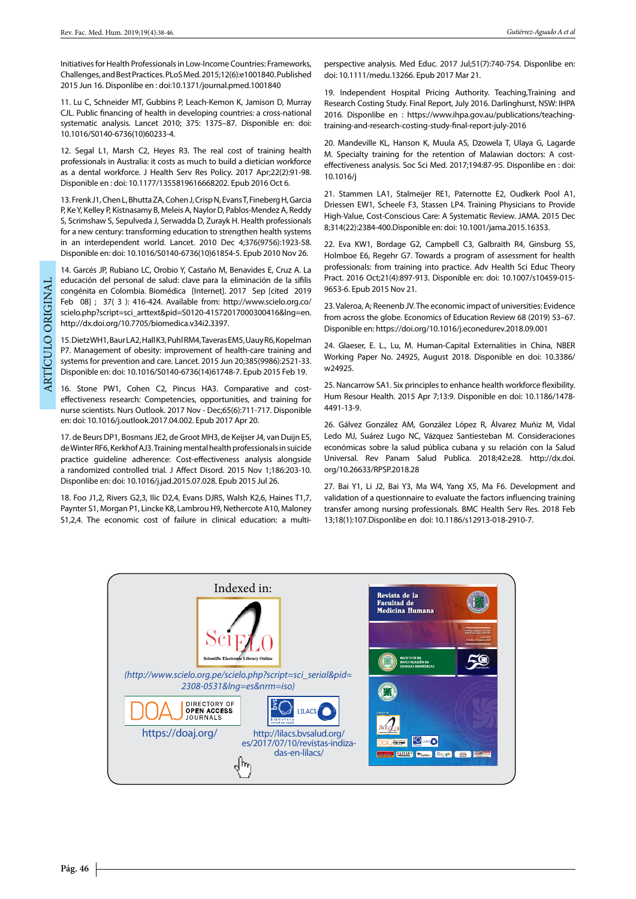Initiatives for Health Professionals in Low-Income Countries: Frameworks, Challenges, and Best Practices. PLoS Med. 2015;12(6):e1001840. Published 2015 Jun 16. Disponible en : doi:10.1371/journal.pmed.1001840

11. Lu C, Schneider MT, Gubbins P, Leach-Kemon K, Jamison D, Murray CJL. Public financing of health in developing countries: a cross-national systematic analysis. Lancet 2010; 375: 1375–87. Disponible en: doi: 10.1016/S0140-6736(10)60233-4.

12. Segal L1, Marsh C2, Heyes R3. The real cost of training health professionals in Australia: it costs as much to build a dietician workforce as a dental workforce. J Health Serv Res Policy. 2017 Apr;22(2):91-98. Disponible en : doi: 10.1177/1355819616668202. Epub 2016 Oct 6.

13. Frenk J1, Chen L, Bhutta ZA, Cohen J, Crisp N, Evans T, Fineberg H, Garcia P, Ke Y, Kelley P, Kistnasamy B, Meleis A, Naylor D, Pablos-Mendez A, Reddy S, Scrimshaw S, Sepulveda J, Serwadda D, Zurayk H. Health professionals for a new century: transforming education to strengthen health systems in an interdependent world. Lancet. 2010 Dec 4;376(9756):1923-58. Disponible en: doi: 10.1016/S0140-6736(10)61854-5. Epub 2010 Nov 26.

14. Garcés JP, Rubiano LC, Orobio Y, Castaño M, Benavides E, Cruz A. La educación del personal de salud: clave para la eliminación de la sífilis congénita en Colombia. Biomédica [Internet]. 2017 Sep [cited 2019 Feb 08] ; 37( 3 ): 416-424. Available from: http://www.scielo.org.co/scielo.php?script=sci_arttext&pid=S0120-41572017000300416&lng=en. http://dx.doi.org/10.7705/biomedica.v34i2.3397.

15. Dietz WH1, Baur LA2, Hall K3, Puhl RM4, Taveras EM5, Uauy R6, Kopelman P7. Management of obesity: improvement of health-care training and systems for prevention and care. Lancet. 2015 Jun 20;385(9986):2521-33. Disponible en: doi: 10.1016/S0140-6736(14)61748-7. Epub 2015 Feb 19.

16. Stone PW1, Cohen C2, Pincus HA3. Comparative and cost-effectiveness research: Competencies, opportunities, and training for nurse scientists. Nurs Outlook. 2017 Nov - Dec;65(6):711-717. Disponible en: doi: 10.1016/j.outlook.2017.04.002. Epub 2017 Apr 20.

17. de Beurs DP1, Bosmans JE2, de Groot MH3, de Keijser J4, van Duijn E5, de Winter RF6, Kerkhof AJ3. Training mental health professionals in suicide practice guideline adherence: Cost-effectiveness analysis alongside a randomized controlled trial. J Affect Disord. 2015 Nov 1;186:203-10. Disponible en: doi: 10.1016/j.jad.2015.07.028. Epub 2015 Jul 26.

18. Foo J1,2, Rivers G2,3, Ilic D2,4, Evans DJR5, Walsh K2,6, Haines T1,7, Paynter S1, Morgan P1, Lincke K8, Lambrou H9, Nethercote A10, Maloney S1,2,4. The economic cost of failure in clinical education: a multi-perspective analysis. Med Educ. 2017 Jul;51(7):740-754. Disponible en: doi: 10.1111/medu.13266. Epub 2017 Mar 21.

19. Independent Hospital Pricing Authority. Teaching,Training and Research Costing Study. Final Report, July 2016. Darlinghurst, NSW: IHPA 2016. Disponible en : https://www.ihpa.gov.au/publications/teaching-training-and-research-costing-study-final-report-july-2016

20. Mandeville KL, Hanson K, Muula AS, Dzowela T, Ulaya G, Lagarde M. Specialty training for the retention of Malawian doctors: A cost-effectiveness analysis. Soc Sci Med. 2017;194:87-95. Disponible en : doi: 10.1016/j

21. Stammen LA1, Stalmeijer RE1, Paternotte E2, Oudkerk Pool A1, Driessen EW1, Scheele F3, Stassen LP4. Training Physicians to Provide High-Value, Cost-Conscious Care: A Systematic Review. JAMA. 2015 Dec 8;314(22):2384-400.Disponible en: doi: 10.1001/jama.2015.16353.

22. Eva KW1, Bordage G2, Campbell C3, Galbraith R4, Ginsburg S5, Holmboe E6, Regehr G7. Towards a program of assessment for health professionals: from training into practice. Adv Health Sci Educ Theory Pract. 2016 Oct;21(4):897-913. Disponible en: doi: 10.1007/s10459-015-9653-6. Epub 2015 Nov 21.

23. Valeroa, A; Reenenb JV. The economic impact of universities: Evidence from across the globe. Economics of Education Review 68 (2019) 53–67. Disponible en: https://doi.org/10.1016/j.econedurev.2018.09.001

24. Glaeser, E. L., Lu, M. Human-Capital Externalities in China, NBER Working Paper No. 24925, August 2018. Disponible en doi: 10.3386/w24925.

25. Nancarrow SA1. Six principles to enhance health workforce flexibility. Hum Resour Health. 2015 Apr 7;13:9. Disponible en doi: 10.1186/1478-4491-13-9.

26. Gálvez González AM, González López R, Álvarez Muñiz M, Vidal Ledo MJ, Suárez Lugo NC, Vázquez Santiesteban M. Consideraciones económicas sobre la salud pública cubana y su relación con la Salud Universal. Rev Panam Salud Publica. 2018;42:e28. http://dx.doi.org/10.26633/RPSP.2018.28

27. Bai Y1, Li J2, Bai Y3, Ma W4, Yang X5, Ma F6. Development and validation of a questionnaire to evaluate the factors influencing training transfer among nursing professionals. BMC Health Serv Res. 2018 Feb 13;18(1):107.Disponible en doi: 10.1186/s12913-018-2910-7.

Indexed in:

(http://www.scielo.org.pe/scielo.php?script=sci_serial&pid=2308-0531&lng=es&nrm=iso)

https://doaj.org/

http://lilacs.bvsalud.org/es/2017/07/10/revistas-indizadas-en-lilacs/